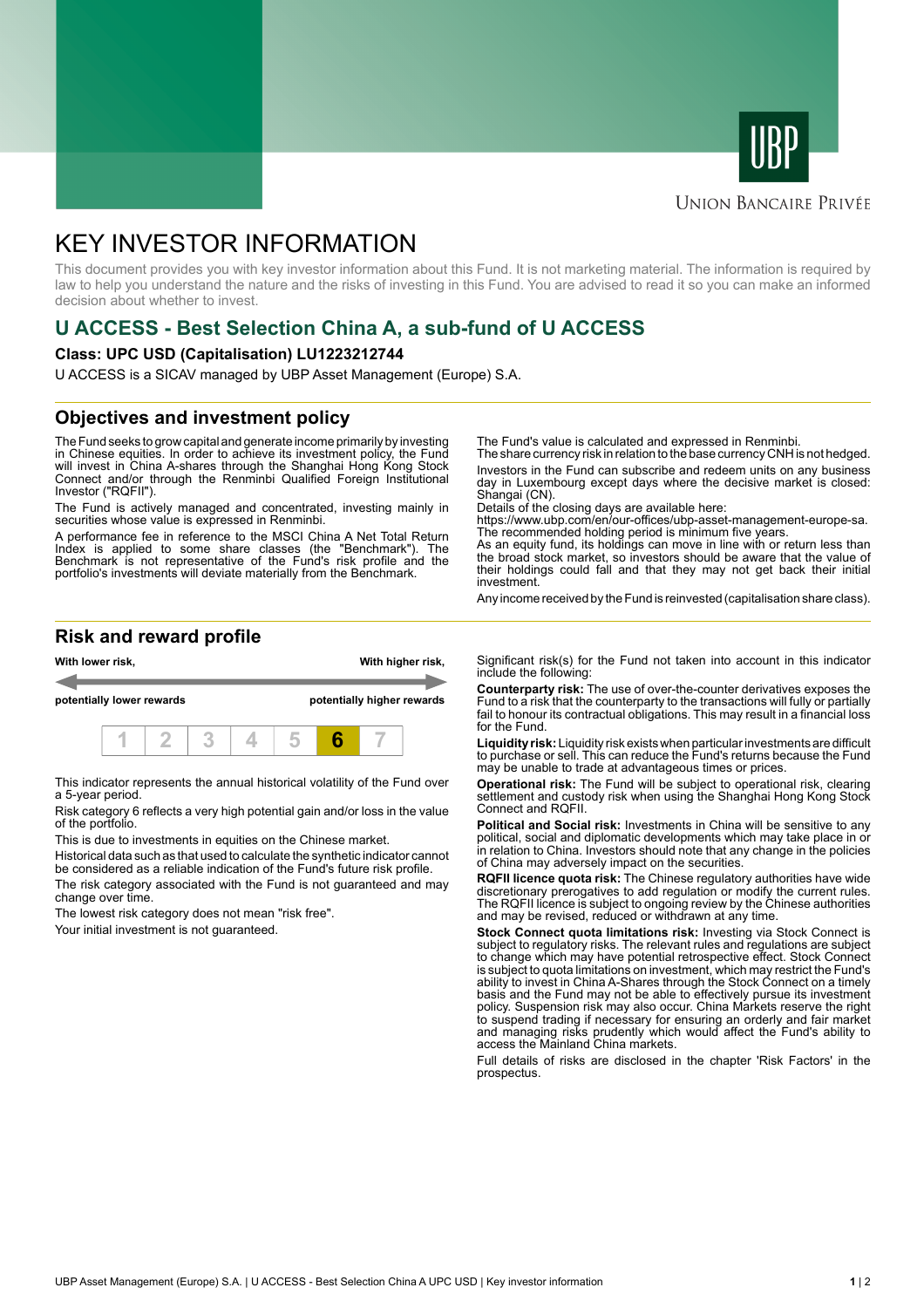UBP

UNION BANCAIRE PRIVÉE

# KEY INVESTOR INFORMATION

This document provides you with key investor information about this Fund. It is not marketing material. The information is required by law to help you understand the nature and the risks of investing in this Fund. You are advised to read it so you can make an informed decision about whether to invest.

## U ACCESS - Best Selection China A, a sub-fund of U ACCESS

**Class: UPC USD (Capitalisation) LU1223212744**

U ACCESS is a SICAV managed by UBP Asset Management (Europe) S.A.

## Objectives and investment policy

The Fund seeks to grow capital and generate income primarily by investing in Chinese equities. In order to achieve its investment policy, the Fund will invest in China A-shares through the Shanghai Hong Kong Stock Connect and/or through the Renminbi Qualified Foreign Institutional Investor ("RQFII").

The Fund is actively managed and concentrated, investing mainly in securities whose value is expressed in Renminbi.

A performance fee in reference to the MSCI China A Net Total Return Index is applied to some share classes (the "Benchmark"). The Benchmark is not representative of the Fund's risk profile and the portfolio's investments will deviate materially from the Benchmark.

The Fund's value is calculated and expressed in Renminbi.
The share currency risk in relation to the base currency CNH is not hedged.

Investors in the Fund can subscribe and redeem units on any business day in Luxembourg except days where the decisive market is closed: Shangai (CN).
Details of the closing days are available here:
https://www.ubp.com/en/our-offices/ubp-asset-management-europe-sa.
The recommended holding period is minimum five years.
As an equity fund, its holdings can move in line with or return less than the broad stock market, so investors should be aware that the value of their holdings could fall and that they may not get back their initial investment.

Any income received by the Fund is reinvested (capitalisation share class).

## Risk and reward profile

**With lower risk,** — **With higher risk,**

**potentially lower rewards** — **potentially higher rewards**

| 1 | 2 | 3 | 4 | 5 | **6** | 7 |
|---|---|---|---|---|---|---|

This indicator represents the annual historical volatility of the Fund over a 5-year period.

Risk category 6 reflects a very high potential gain and/or loss in the value of the portfolio.

This is due to investments in equities on the Chinese market.

Historical data such as that used to calculate the synthetic indicator cannot be considered as a reliable indication of the Fund's future risk profile.

The risk category associated with the Fund is not guaranteed and may change over time.

The lowest risk category does not mean "risk free".

Your initial investment is not guaranteed.

Significant risk(s) for the Fund not taken into account in this indicator include the following:

**Counterparty risk:** The use of over-the-counter derivatives exposes the Fund to a risk that the counterparty to the transactions will fully or partially fail to honour its contractual obligations. This may result in a financial loss for the Fund.

**Liquidity risk:** Liquidity risk exists when particular investments are difficult to purchase or sell. This can reduce the Fund's returns because the Fund may be unable to trade at advantageous times or prices.

**Operational risk:** The Fund will be subject to operational risk, clearing settlement and custody risk when using the Shanghai Hong Kong Stock Connect and RQFII.

**Political and Social risk:** Investments in China will be sensitive to any political, social and diplomatic developments which may take place in or in relation to China. Investors should note that any change in the policies of China may adversely impact on the securities.

**RQFII licence quota risk:** The Chinese regulatory authorities have wide discretionary prerogatives to add regulation or modify the current rules. The RQFII licence is subject to ongoing review by the Chinese authorities and may be revised, reduced or withdrawn at any time.

**Stock Connect quota limitations risk:** Investing via Stock Connect is subject to regulatory risks. The relevant rules and regulations are subject to change which may have potential retrospective effect. Stock Connect is subject to quota limitations on investment, which may restrict the Fund's ability to invest in China A-Shares through the Stock Connect on a timely basis and the Fund may not be able to effectively pursue its investment policy. Suspension risk may also occur. China Markets reserve the right to suspend trading if necessary for ensuring an orderly and fair market and managing risks prudently which would affect the Fund's ability to access the Mainland China markets.

Full details of risks are disclosed in the chapter 'Risk Factors' in the prospectus.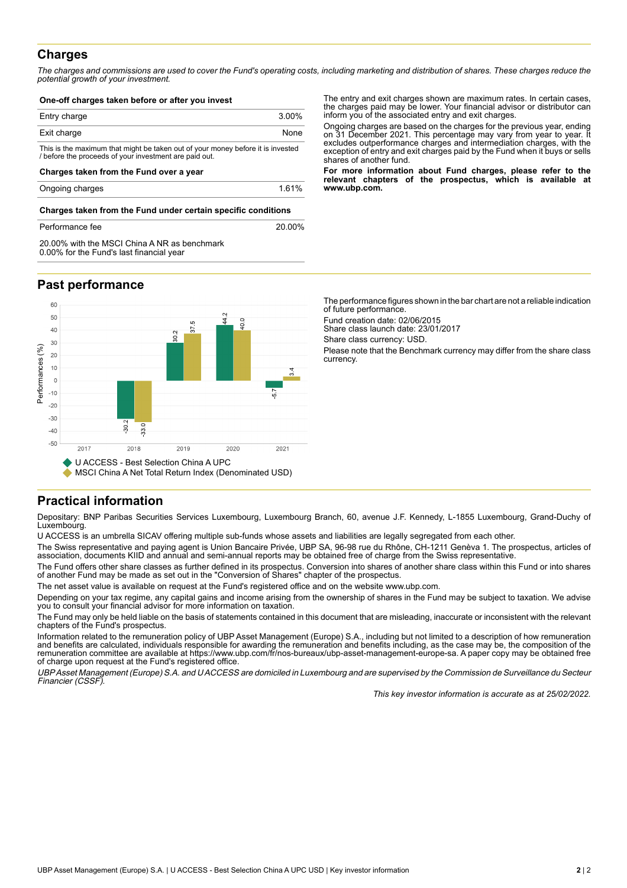## Charges

*The charges and commissions are used to cover the Fund's operating costs, including marketing and distribution of shares. These charges reduce the potential growth of your investment.*

| One-off charges taken before or after you invest | |
|---|---|
| Entry charge | 3.00% |
| Exit charge | None |

This is the maximum that might be taken out of your money before it is invested / before the proceeds of your investment are paid out.

| Charges taken from the Fund over a year | |
|---|---|
| Ongoing charges | 1.61% |

| Charges taken from the Fund under certain specific conditions | |
|---|---|
| Performance fee | 20.00% |

20.00% with the MSCI China A NR as benchmark
0.00% for the Fund's last financial year

The entry and exit charges shown are maximum rates. In certain cases, the charges paid may be lower. Your financial advisor or distributor can inform you of the associated entry and exit charges.

Ongoing charges are based on the charges for the previous year, ending on 31 December 2021. This percentage may vary from year to year. It excludes outperformance charges and intermediation charges, with the exception of entry and exit charges paid by the Fund when it buys or sells shares of another fund.

**For more information about Fund charges, please refer to the relevant chapters of the prospectus, which is available at www.ubp.com.**

## Past performance

Performances (%)

60
50
40
30
20
10
0
-10
-20
-30
-40
-50

2017 2018 2019 2020 2021

-30.2 -33.0 30.2 37.5 44.2 40.0 -5.7 3.4

U ACCESS - Best Selection China A UPC
MSCI China A Net Total Return Index (Denominated USD)

The performance figures shown in the bar chart are not a reliable indication of future performance.

Fund creation date: 02/06/2015
Share class launch date: 23/01/2017

Share class currency: USD.

Please note that the Benchmark currency may differ from the share class currency.

## Practical information

Depositary: BNP Paribas Securities Services Luxembourg, Luxembourg Branch, 60, avenue J.F. Kennedy, L-1855 Luxembourg, Grand-Duchy of Luxembourg.

U ACCESS is an umbrella SICAV offering multiple sub-funds whose assets and liabilities are legally segregated from each other.

The Swiss representative and paying agent is Union Bancaire Privée, UBP SA, 96-98 rue du Rhône, CH-1211 Genèva 1. The prospectus, articles of association, documents KIID and annual and semi-annual reports may be obtained free of charge from the Swiss representative.

The Fund offers other share classes as further defined in its prospectus. Conversion into shares of another share class within this Fund or into shares of another Fund may be made as set out in the "Conversion of Shares" chapter of the prospectus.

The net asset value is available on request at the Fund's registered office and on the website www.ubp.com.

Depending on your tax regime, any capital gains and income arising from the ownership of shares in the Fund may be subject to taxation. We advise you to consult your financial advisor for more information on taxation.

The Fund may only be held liable on the basis of statements contained in this document that are misleading, inaccurate or inconsistent with the relevant chapters of the Fund's prospectus.

Information related to the remuneration policy of UBP Asset Management (Europe) S.A., including but not limited to a description of how remuneration and benefits are calculated, individuals responsible for awarding the remuneration and benefits including, as the case may be, the composition of the remuneration committee are available at https://www.ubp.com/fr/nos-bureaux/ubp-asset-management-europe-sa. A paper copy may be obtained free of charge upon request at the Fund's registered office.

*UBP Asset Management (Europe) S.A. and U ACCESS are domiciled in Luxembourg and are supervised by the Commission de Surveillance du Secteur Financier (CSSF).*

*This key investor information is accurate as at 25/02/2022.*